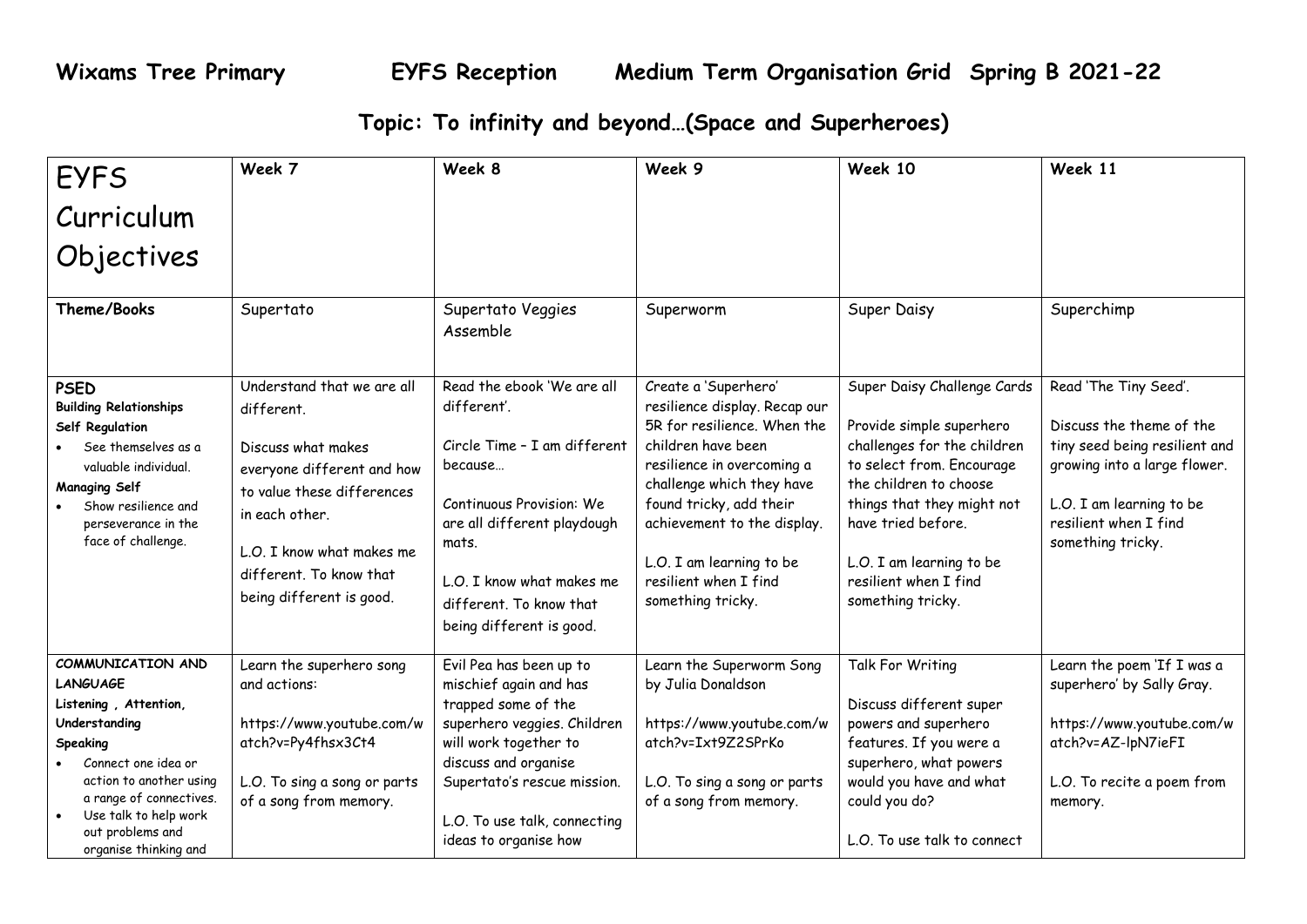# Wixams Tree Primary EYFS Reception Medium Term Organisation Grid Spring B 2021-22

## Topic: To infinity and beyond…(Space and Superheroes)

| EYFS Curriculum Objectives | Week 7 | Week 8 | Week 9 | Week 10 | Week 11 |
|---|---|---|---|---|---|
| **Theme/Books** | Supertato | Supertato Veggies Assemble | Superworm | Super Daisy | Superchimp |
| **PSED**<br>**Building Relationships**<br>**Self Regulation**<br>• See themselves as a valuable individual.<br>**Managing Self**<br>• Show resilience and perseverance in the face of challenge. | Understand that we are all different.<br><br>Discuss what makes everyone different and how to value these differences in each other.<br><br>L.O. I know what makes me different. To know that being different is good. | Read the ebook 'We are all different'.<br><br>Circle Time – I am different because…<br><br>Continuous Provision: We are all different playdough mats.<br><br>L.O. I know what makes me different. To know that being different is good. | Create a 'Superhero' resilience display. Recap our 5R for resilience. When the children have been resilience in overcoming a challenge which they have found tricky, add their achievement to the display.<br><br>L.O. I am learning to be resilient when I find something tricky. | Super Daisy Challenge Cards<br><br>Provide simple superhero challenges for the children to select from. Encourage the children to choose things that they might not have tried before.<br><br>L.O. I am learning to be resilient when I find something tricky. | Read 'The Tiny Seed'.<br><br>Discuss the theme of the tiny seed being resilient and growing into a large flower.<br><br>L.O. I am learning to be resilient when I find something tricky. |
| **COMMUNICATION AND LANGUAGE**<br>**Listening , Attention, Understanding**<br>**Speaking**<br>• Connect one idea or action to another using a range of connectives.<br>• Use talk to help work out problems and organise thinking and | Learn the superhero song and actions:<br><br>https://www.youtube.com/watch?v=Py4fhsx3Ct4<br><br>L.O. To sing a song or parts of a song from memory. | Evil Pea has been up to mischief again and has trapped some of the superhero veggies. Children will work together to discuss and organise Supertato's rescue mission.<br><br>L.O. To use talk, connecting ideas to organise how | Learn the Superworm Song by Julia Donaldson<br><br>https://www.youtube.com/watch?v=Ixt9Z2SPrKo<br><br>L.O. To sing a song or parts of a song from memory. | Talk For Writing<br><br>Discuss different super powers and superhero features. If you were a superhero, what powers would you have and what could you do?<br><br>L.O. To use talk to connect | Learn the poem 'If I was a superhero' by Sally Gray.<br><br>https://www.youtube.com/watch?v=AZ-lpN7ieFI<br><br>L.O. To recite a poem from memory. |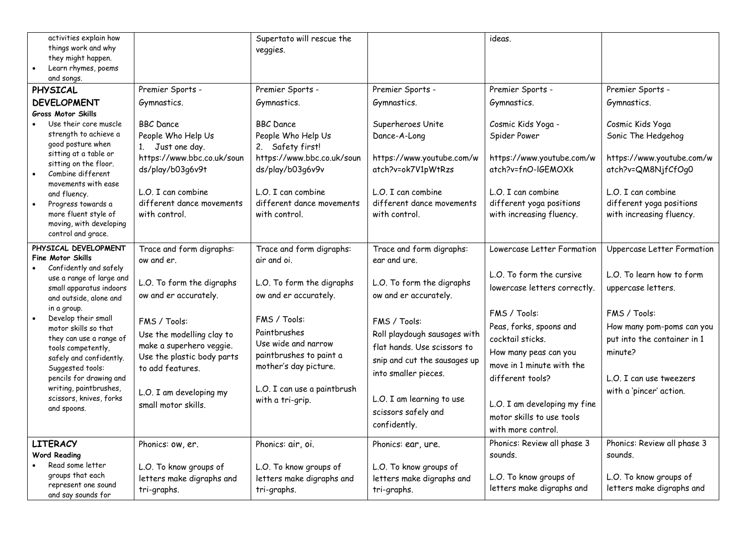| | | | | | |
|---|---|---|---|---|---|
| activities explain how things work and why they might happen.<br>• Learn rhymes, poems and songs. | | Supertato will rescue the veggies. | | ideas. | |
| **PHYSICAL DEVELOPMENT**<br>**Gross Motor Skills**<br>• Use their core muscle strength to achieve a good posture when sitting at a table or sitting on the floor.<br>• Combine different movements with ease and fluency.<br>• Progress towards a more fluent style of moving, with developing control and grace. | Premier Sports - Gymnastics.<br><br>BBC Dance<br>People Who Help Us<br>1. Just one day.<br>https://www.bbc.co.uk/sounds/play/b03g6v9t<br><br>L.O. I can combine different dance movements with control. | Premier Sports - Gymnastics.<br><br>BBC Dance<br>People Who Help Us<br>2. Safety first!<br>https://www.bbc.co.uk/sounds/play/b03g6v9v<br><br>L.O. I can combine different dance movements with control. | Premier Sports - Gymnastics.<br><br>Superheroes Unite Dance-A-Long<br><br>https://www.youtube.com/watch?v=ok7V1pWtRzs<br><br>L.O. I can combine different dance movements with control. | Premier Sports - Gymnastics.<br><br>Cosmic Kids Yoga - Spider Power<br><br>https://www.youtube.com/watch?v=fnO-lGEMOXk<br><br>L.O. I can combine different yoga positions with increasing fluency. | Premier Sports - Gymnastics.<br><br>Cosmic Kids Yoga Sonic The Hedgehog<br><br>https://www.youtube.com/watch?v=QM8NjfCfOg0<br><br>L.O. I can combine different yoga positions with increasing fluency. |
| **PHYSICAL DEVELOPMENT**<br>**Fine Motor Skills**<br>• Confidently and safely use a range of large and small apparatus indoors and outside, alone and in a group.<br>• Develop their small motor skills so that they can use a range of tools competently, safely and confidently. Suggested tools: pencils for drawing and writing, paintbrushes, scissors, knives, forks and spoons. | Trace and form digraphs: ow and er.<br><br>L.O. To form the digraphs ow and er accurately.<br><br>FMS / Tools:<br>Use the modelling clay to make a superhero veggie. Use the plastic body parts to add features.<br><br>L.O. I am developing my small motor skills. | Trace and form digraphs: air and oi.<br><br>L.O. To form the digraphs ow and er accurately.<br><br>FMS / Tools:<br>Paintbrushes<br>Use wide and narrow paintbrushes to paint a mother's day picture.<br><br>L.O. I can use a paintbrush with a tri-grip. | Trace and form digraphs: ear and ure.<br><br>L.O. To form the digraphs ow and er accurately.<br><br>FMS / Tools:<br>Roll playdough sausages with flat hands. Use scissors to snip and cut the sausages up into smaller pieces.<br><br>L.O. I am learning to use scissors safely and confidently. | Lowercase Letter Formation<br><br>L.O. To form the cursive lowercase letters correctly.<br><br>FMS / Tools:<br>Peas, forks, spoons and cocktail sticks.<br>How many peas can you move in 1 minute with the different tools?<br><br>L.O. I am developing my fine motor skills to use tools with more control. | Uppercase Letter Formation<br><br>L.O. To learn how to form uppercase letters.<br><br>FMS / Tools:<br>How many pom-poms can you put into the container in 1 minute?<br><br>L.O. I can use tweezers with a 'pincer' action. |
| **LITERACY**<br>**Word Reading**<br>• Read some letter groups that each represent one sound and say sounds for | Phonics: ow, er.<br><br>L.O. To know groups of letters make digraphs and tri-graphs. | Phonics: air, oi.<br><br>L.O. To know groups of letters make digraphs and tri-graphs. | Phonics: ear, ure.<br><br>L.O. To know groups of letters make digraphs and tri-graphs. | Phonics: Review all phase 3 sounds.<br><br>L.O. To know groups of letters make digraphs and | Phonics: Review all phase 3 sounds.<br><br>L.O. To know groups of letters make digraphs and |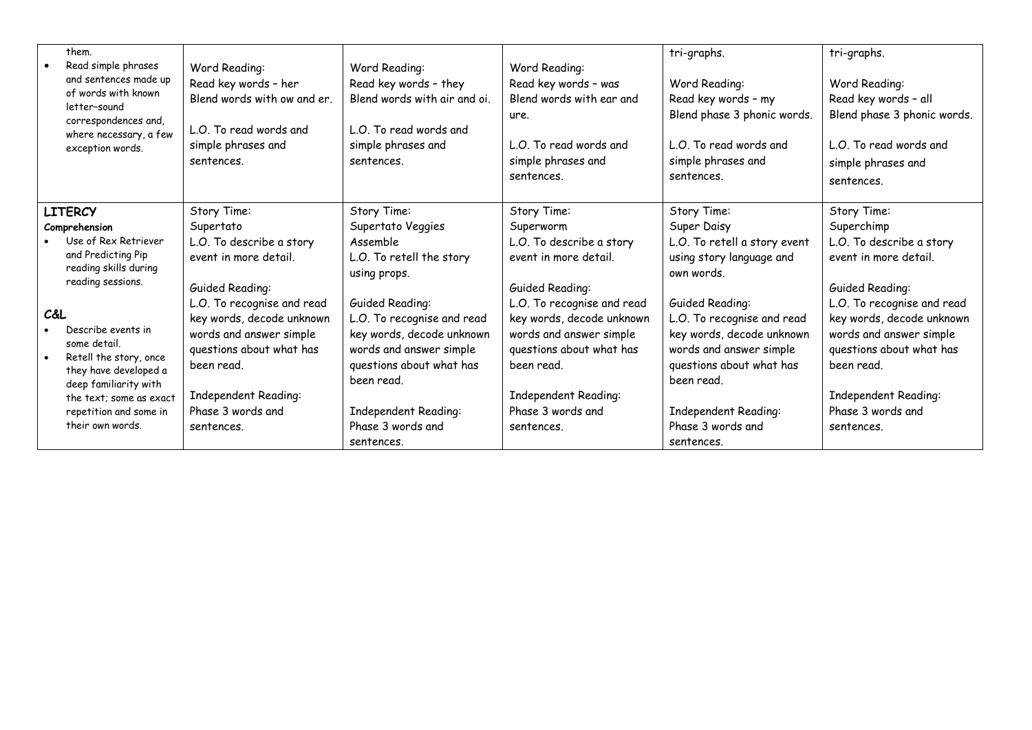| | | | | | |
|---|---|---|---|---|---|
| them.<br>• Read simple phrases and sentences made up of words with known letter–sound correspondences and, where necessary, a few exception words. | Word Reading:<br>Read key words – her<br>Blend words with ow and er.<br><br>L.O. To read words and simple phrases and sentences. | Word Reading:<br>Read key words – they<br>Blend words with air and oi.<br><br>L.O. To read words and simple phrases and sentences. | Word Reading:<br>Read key words – was<br>Blend words with ear and ure.<br><br>L.O. To read words and simple phrases and sentences. | tri-graphs.<br><br>Word Reading:<br>Read key words – my<br>Blend phase 3 phonic words.<br><br>L.O. To read words and simple phrases and sentences. | tri-graphs.<br><br>Word Reading:<br>Read key words – all<br>Blend phase 3 phonic words.<br><br>L.O. To read words and simple phrases and sentences. |
| **LITERCY**<br>**Comprehension**<br>• Use of Rex Retriever and Predicting Pip reading skills during reading sessions.<br><br>**C&L**<br>• Describe events in some detail.<br>• Retell the story, once they have developed a deep familiarity with the text; some as exact repetition and some in their own words. | Story Time:<br>Supertato<br>L.O. To describe a story event in more detail.<br><br>Guided Reading:<br>L.O. To recognise and read key words, decode unknown words and answer simple questions about what has been read.<br><br>Independent Reading:<br>Phase 3 words and sentences. | Story Time:<br>Supertato Veggies Assemble<br>L.O. To retell the story using props.<br><br>Guided Reading:<br>L.O. To recognise and read key words, decode unknown words and answer simple questions about what has been read.<br><br>Independent Reading:<br>Phase 3 words and sentences. | Story Time:<br>Superworm<br>L.O. To describe a story event in more detail.<br><br>Guided Reading:<br>L.O. To recognise and read key words, decode unknown words and answer simple questions about what has been read.<br><br>Independent Reading:<br>Phase 3 words and sentences. | Story Time:<br>Super Daisy<br>L.O. To retell a story event using story language and own words.<br><br>Guided Reading:<br>L.O. To recognise and read key words, decode unknown words and answer simple questions about what has been read.<br><br>Independent Reading:<br>Phase 3 words and sentences. | Story Time:<br>Superchimp<br>L.O. To describe a story event in more detail.<br><br>Guided Reading:<br>L.O. To recognise and read key words, decode unknown words and answer simple questions about what has been read.<br><br>Independent Reading:<br>Phase 3 words and sentences. |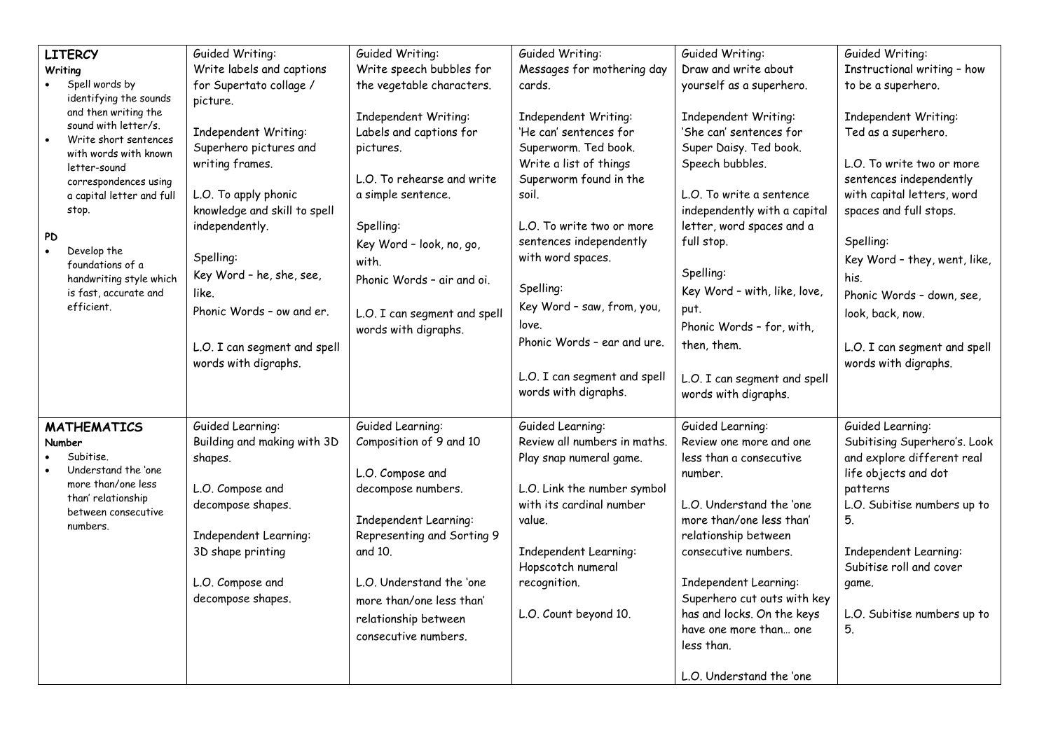| **LITERCY**<br>**Writing**<br>• Spell words by identifying the sounds and then writing the sound with letter/s.<br>• Write short sentences with words with known letter-sound correspondences using a capital letter and full stop.<br><br>**PD**<br>• Develop the foundations of a handwriting style which is fast, accurate and efficient. | Guided Writing:<br>Write labels and captions for Supertato collage / picture.<br><br>Independent Writing:<br>Superhero pictures and writing frames.<br><br>L.O. To apply phonic knowledge and skill to spell independently.<br><br>Spelling:<br>Key Word – he, she, see, like.<br>Phonic Words – ow and er.<br><br>L.O. I can segment and spell words with digraphs. | Guided Writing:<br>Write speech bubbles for the vegetable characters.<br><br>Independent Writing:<br>Labels and captions for pictures.<br><br>L.O. To rehearse and write a simple sentence.<br><br>Spelling:<br>Key Word – look, no, go, with.<br>Phonic Words – air and oi.<br><br>L.O. I can segment and spell words with digraphs. | Guided Writing:<br>Messages for mothering day cards.<br><br>Independent Writing:<br>'He can' sentences for Superworm. Ted book.<br>Write a list of things Superworm found in the soil.<br><br>L.O. To write two or more sentences independently with word spaces.<br><br>Spelling:<br>Key Word – saw, from, you, love.<br>Phonic Words – ear and ure.<br><br>L.O. I can segment and spell words with digraphs. | Guided Writing:<br>Draw and write about yourself as a superhero.<br><br>Independent Writing:<br>'She can' sentences for Super Daisy. Ted book.<br>Speech bubbles.<br><br>L.O. To write a sentence independently with a capital letter, word spaces and a full stop.<br><br>Spelling:<br>Key Word – with, like, love, put.<br>Phonic Words – for, with, then, them.<br><br>L.O. I can segment and spell words with digraphs. | Guided Writing:<br>Instructional writing – how to be a superhero.<br><br>Independent Writing:<br>Ted as a superhero.<br><br>L.O. To write two or more sentences independently with capital letters, word spaces and full stops.<br><br>Spelling:<br>Key Word – they, went, like, his.<br>Phonic Words – down, see, look, back, now.<br><br>L.O. I can segment and spell words with digraphs. |
|---|---|---|---|---|---|
| **MATHEMATICS**<br>**Number**<br>• Subitise.<br>• Understand the 'one more than/one less than' relationship between consecutive numbers. | Guided Learning:<br>Building and making with 3D shapes.<br><br>L.O. Compose and decompose shapes.<br><br>Independent Learning:<br>3D shape printing<br><br>L.O. Compose and decompose shapes. | Guided Learning:<br>Composition of 9 and 10<br><br>L.O. Compose and decompose numbers.<br><br>Independent Learning:<br>Representing and Sorting 9 and 10.<br><br>L.O. Understand the 'one more than/one less than' relationship between consecutive numbers. | Guided Learning:<br>Review all numbers in maths. Play snap numeral game.<br><br>L.O. Link the number symbol with its cardinal number value.<br><br>Independent Learning:<br>Hopscotch numeral recognition.<br><br>L.O. Count beyond 10. | Guided Learning:<br>Review one more and one less than a consecutive number.<br><br>L.O. Understand the 'one more than/one less than' relationship between consecutive numbers.<br><br>Independent Learning:<br>Superhero cut outs with key has and locks. On the keys have one more than… one less than.<br><br>L.O. Understand the 'one | Guided Learning:<br>Subitising Superhero's. Look and explore different real life objects and dot patterns<br>L.O. Subitise numbers up to 5.<br><br>Independent Learning:<br>Subitise roll and cover game.<br><br>L.O. Subitise numbers up to 5. |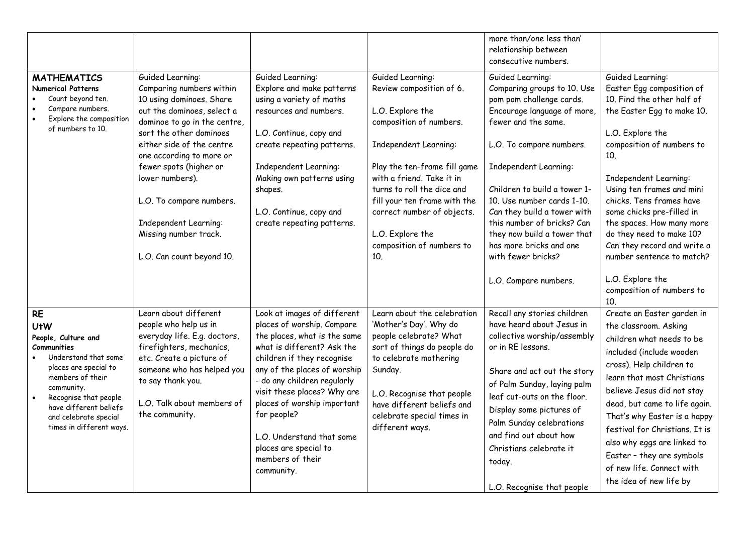| | | | | | |
|---|---|---|---|---|---|
| | | | | more than/one less than' relationship between consecutive numbers. | |
| **MATHEMATICS**<br>**Numerical Patterns**<br>• Count beyond ten.<br>• Compare numbers.<br>• Explore the composition of numbers to 10. | Guided Learning:<br>Comparing numbers within 10 using dominoes. Share out the dominoes, select a domino to go in the centre, sort the other dominoes either side of the centre one according to more or fewer spots (higher or lower numbers).<br><br>L.O. To compare numbers.<br><br>Independent Learning:<br>Missing number track.<br><br>L.O. Can count beyond 10. | Guided Learning:<br>Explore and make patterns using a variety of maths resources and numbers.<br><br>L.O. Continue, copy and create repeating patterns.<br><br>Independent Learning:<br>Making own patterns using shapes.<br><br>L.O. Continue, copy and create repeating patterns. | Guided Learning:<br>Review composition of 6.<br><br>L.O. Explore the composition of numbers.<br><br>Independent Learning:<br><br>Play the ten-frame fill game with a friend. Take it in turns to roll the dice and fill your ten frame with the correct number of objects.<br><br>L.O. Explore the composition of numbers to 10. | Guided Learning:<br>Comparing groups to 10. Use pom pom challenge cards. Encourage language of more, fewer and the same.<br><br>L.O. To compare numbers.<br><br>Independent Learning:<br><br>Children to build a tower 1-10. Use number cards 1-10. Can they build a tower with this number of bricks? Can they now build a tower that has more bricks and one with fewer bricks?<br><br>L.O. Compare numbers. | Guided Learning:<br>Easter Egg composition of 10. Find the other half of the Easter Egg to make 10.<br><br>L.O. Explore the composition of numbers to 10.<br><br>Independent Learning:<br>Using ten frames and mini chicks. Tens frames have some chicks pre-filled in the spaces. How many more do they need to make 10? Can they record and write a number sentence to match?<br><br>L.O. Explore the composition of numbers to 10. |
| **RE**<br>**UtW**<br>**People, Culture and Communities**<br>• Understand that some places are special to members of their community.<br>• Recognise that people have different beliefs and celebrate special times in different ways. | Learn about different people who help us in everyday life. E.g. doctors, firefighters, mechanics, etc. Create a picture of someone who has helped you to say thank you.<br><br>L.O. Talk about members of the community. | Look at images of different places of worship. Compare the places, what is the same what is different? Ask the children if they recognise any of the places of worship - do any children regularly visit these places? Why are places of worship important for people?<br><br>L.O. Understand that some places are special to members of their community. | Learn about the celebration 'Mother's Day'. Why do people celebrate? What sort of things do people do to celebrate mothering Sunday.<br><br>L.O. Recognise that people have different beliefs and celebrate special times in different ways. | Recall any stories children have heard about Jesus in collective worship/assembly or in RE lessons.<br><br>Share and act out the story of Palm Sunday, laying palm leaf cut-outs on the floor. Display some pictures of Palm Sunday celebrations and find out about how Christians celebrate it today.<br><br>L.O. Recognise that people | Create an Easter garden in the classroom. Asking children what needs to be included (include wooden cross). Help children to learn that most Christians believe Jesus did not stay dead, but came to life again. That's why Easter is a happy festival for Christians. It is also why eggs are linked to Easter – they are symbols of new life. Connect with the idea of new life by |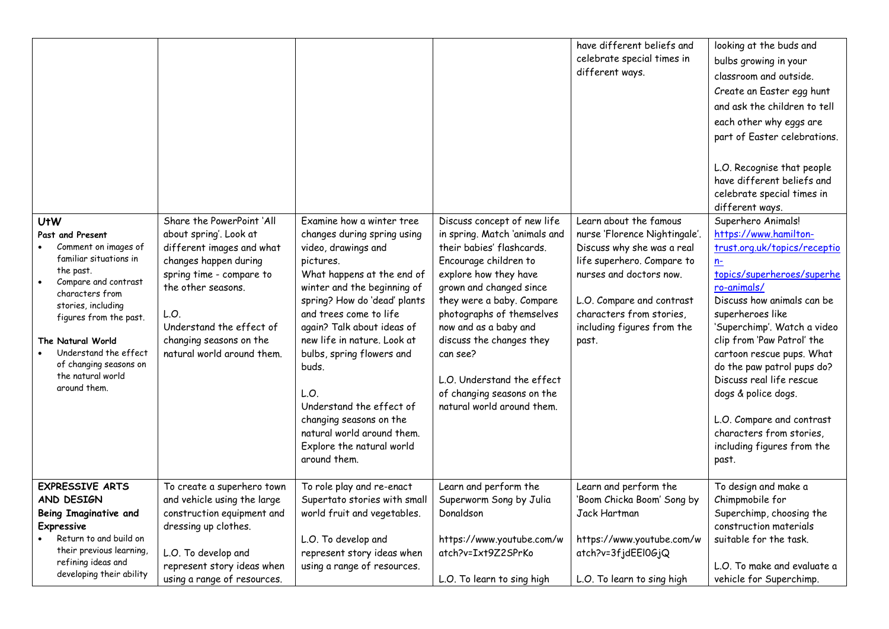| | | | | | |
|---|---|---|---|---|---|
| | | | | have different beliefs and celebrate special times in different ways. | looking at the buds and bulbs growing in your classroom and outside. Create an Easter egg hunt and ask the children to tell each other why eggs are part of Easter celebrations.<br><br>L.O. Recognise that people have different beliefs and celebrate special times in different ways. |
| **UtW**<br>**Past and Present**<br>• Comment on images of familiar situations in the past.<br>• Compare and contrast characters from stories, including figures from the past.<br><br>**The Natural World**<br>• Understand the effect of changing seasons on the natural world around them. | Share the PowerPoint 'All about spring'. Look at different images and what changes happen during spring time - compare to the other seasons.<br><br>L.O.<br>Understand the effect of changing seasons on the natural world around them. | Examine how a winter tree changes during spring using video, drawings and pictures.<br>What happens at the end of winter and the beginning of spring? How do 'dead' plants and trees come to life again? Talk about ideas of new life in nature. Look at bulbs, spring flowers and buds.<br><br>L.O.<br>Understand the effect of changing seasons on the natural world around them.<br>Explore the natural world around them. | Discuss concept of new life in spring. Match 'animals and their babies' flashcards. Encourage children to explore how they have grown and changed since they were a baby. Compare photographs of themselves now and as a baby and discuss the changes they can see?<br><br>L.O. Understand the effect of changing seasons on the natural world around them. | Learn about the famous nurse 'Florence Nightingale'. Discuss why she was a real life superhero. Compare to nurses and doctors now.<br><br>L.O. Compare and contrast characters from stories, including figures from the past. | Superhero Animals!<br>https://www.hamilton-trust.org.uk/topics/reception-topics/superheroes/superhero-animals/<br>Discuss how animals can be superheroes like 'Superchimp'. Watch a video clip from 'Paw Patrol' the cartoon rescue pups. What do the paw patrol pups do? Discuss real life rescue dogs & police dogs.<br><br>L.O. Compare and contrast characters from stories, including figures from the past. |
| **EXPRESSIVE ARTS AND DESIGN**<br>**Being Imaginative and Expressive**<br>• Return to and build on their previous learning, refining ideas and developing their ability | To create a superhero town and vehicle using the large construction equipment and dressing up clothes.<br><br>L.O. To develop and represent story ideas when using a range of resources. | To role play and re-enact Supertato stories with small world fruit and vegetables.<br><br>L.O. To develop and represent story ideas when using a range of resources. | Learn and perform the Superworm Song by Julia Donaldson<br><br>https://www.youtube.com/watch?v=Ixt9Z2SPrKo<br><br>L.O. To learn to sing high | Learn and perform the 'Boom Chicka Boom' Song by Jack Hartman<br><br>https://www.youtube.com/watch?v=3fjdEEl0GjQ<br><br>L.O. To learn to sing high | To design and make a Chimpmobile for Superchimp, choosing the construction materials suitable for the task.<br><br>L.O. To make and evaluate a vehicle for Superchimp. |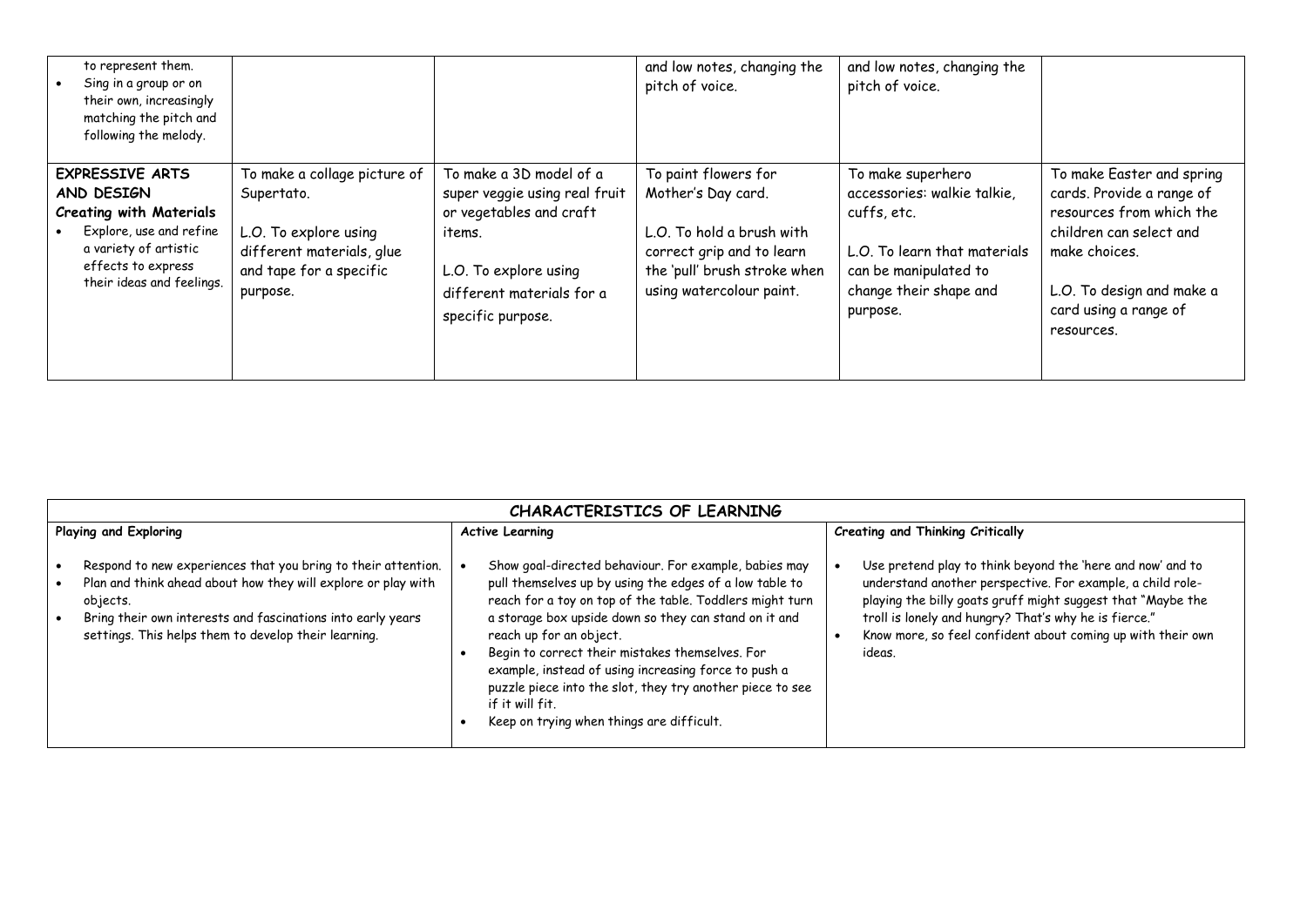| | | | | | |
|---|---|---|---|---|---|
| to represent them.<br>• Sing in a group or on their own, increasingly matching the pitch and following the melody. | | | and low notes, changing the pitch of voice. | and low notes, changing the pitch of voice. | |
| **EXPRESSIVE ARTS AND DESIGN**<br>**Creating with Materials**<br>• Explore, use and refine a variety of artistic effects to express their ideas and feelings. | To make a collage picture of Supertato.<br><br>L.O. To explore using different materials, glue and tape for a specific purpose. | To make a 3D model of a super veggie using real fruit or vegetables and craft items.<br><br>L.O. To explore using different materials for a specific purpose. | To paint flowers for Mother's Day card.<br><br>L.O. To hold a brush with correct grip and to learn the 'pull' brush stroke when using watercolour paint. | To make superhero accessories: walkie talkie, cuffs, etc.<br><br>L.O. To learn that materials can be manipulated to change their shape and purpose. | To make Easter and spring cards. Provide a range of resources from which the children can select and make choices.<br><br>L.O. To design and make a card using a range of resources. |

| CHARACTERISTICS OF LEARNING | | |
|---|---|---|
| **Playing and Exploring** | **Active Learning** | **Creating and Thinking Critically** |
| • Respond to new experiences that you bring to their attention.<br>• Plan and think ahead about how they will explore or play with objects.<br>• Bring their own interests and fascinations into early years settings. This helps them to develop their learning. | • Show goal-directed behaviour. For example, babies may pull themselves up by using the edges of a low table to reach for a toy on top of the table. Toddlers might turn a storage box upside down so they can stand on it and reach up for an object.<br>• Begin to correct their mistakes themselves. For example, instead of using increasing force to push a puzzle piece into the slot, they try another piece to see if it will fit.<br>• Keep on trying when things are difficult. | • Use pretend play to think beyond the 'here and now' and to understand another perspective. For example, a child role-playing the billy goats gruff might suggest that "Maybe the troll is lonely and hungry? That's why he is fierce."<br>• Know more, so feel confident about coming up with their own ideas. |